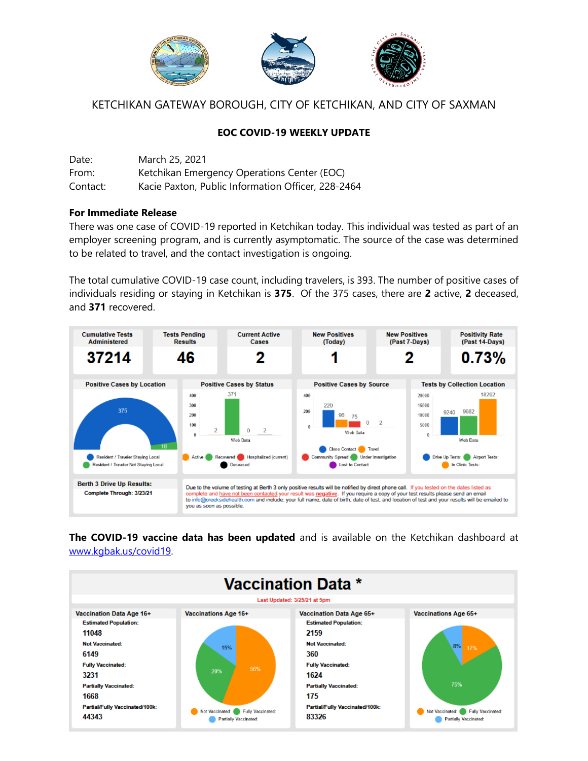KETCHIKAN GATEWAY BOROUGH, CITY OF KETCHIKAN, AND CITY OF SAXMAN

## EOC COVID-19 WEEKLY UPDATE

Date: March 25, 2021
From: Ketchikan Emergency Operations Center (EOC)
Contact: Kacie Paxton, Public Information Officer, 228-2464

**For Immediate Release**

There was one case of COVID-19 reported in Ketchikan today. This individual was tested as part of an employer screening program, and is currently asymptomatic. The source of the case was determined to be related to travel, and the contact investigation is ongoing.

The total cumulative COVID-19 case count, including travelers, is 393. The number of positive cases of individuals residing or staying in Ketchikan is **375**. Of the 375 cases, there are **2** active, **2** deceased, and **371** recovered.

| Cumulative Tests Administered | Tests Pending Results | Current Active Cases | New Positives (Today) | New Positives (Past 7-Days) | Positivity Rate (Past 14-Days) |
|---|---|---|---|---|---|
| 37214 | 46 | 2 | 1 | 2 | 0.73% |

**Positive Cases by Location:** Resident / Traveler Staying Local: 375; Resident / Traveler Not Staying Local: 18

**Positive Cases by Status:** Active: 2; Recovered: 371; Hospitalized (current): 0; Deceased: 2

**Positive Cases by Source:** Close Contact: 220; Travel: 96; Community Spread: 75; Under Investigation: 0; Lost to Contact: 2

**Tests by Collection Location:** Drive Up Tests: 9240; Airport Tests: 9682; In Clinic Tests: 18292

**Berth 3 Drive Up Results:** Complete Through: 3/23/21

Due to the volume of testing at Berth 3 only positive results will be notified by direct phone call. If you tested on the dates listed as complete and have not been contacted your result was negative. If you require a copy of your test results please send an email to info@creeksidehealth.com and include: your full name, date of birth, date of test, and location of test and your results will be emailed to you as soon as possible.

**The COVID-19 vaccine data has been updated** and is available on the Ketchikan dashboard at www.kgbak.us/covid19.

## Vaccination Data *

Last Updated: 3/25/21 at 5pm

| | Age 16+ | Age 65+ |
|---|---|---|
| Estimated Population | 11048 | 2159 |
| Not Vaccinated | 6149 | 360 |
| Fully Vaccinated | 3231 | 1624 |
| Partially Vaccinated | 1668 | 175 |
| Partial/Fully Vaccinated/100k | 44343 | 83326 |

**Vaccinations Age 16+:** Not Vaccinated: 56%; Fully Vaccinated: 29%; Partially Vaccinated: 15%

**Vaccinations Age 65+:** Not Vaccinated: 17%; Fully Vaccinated: 75%; Partially Vaccinated: 8%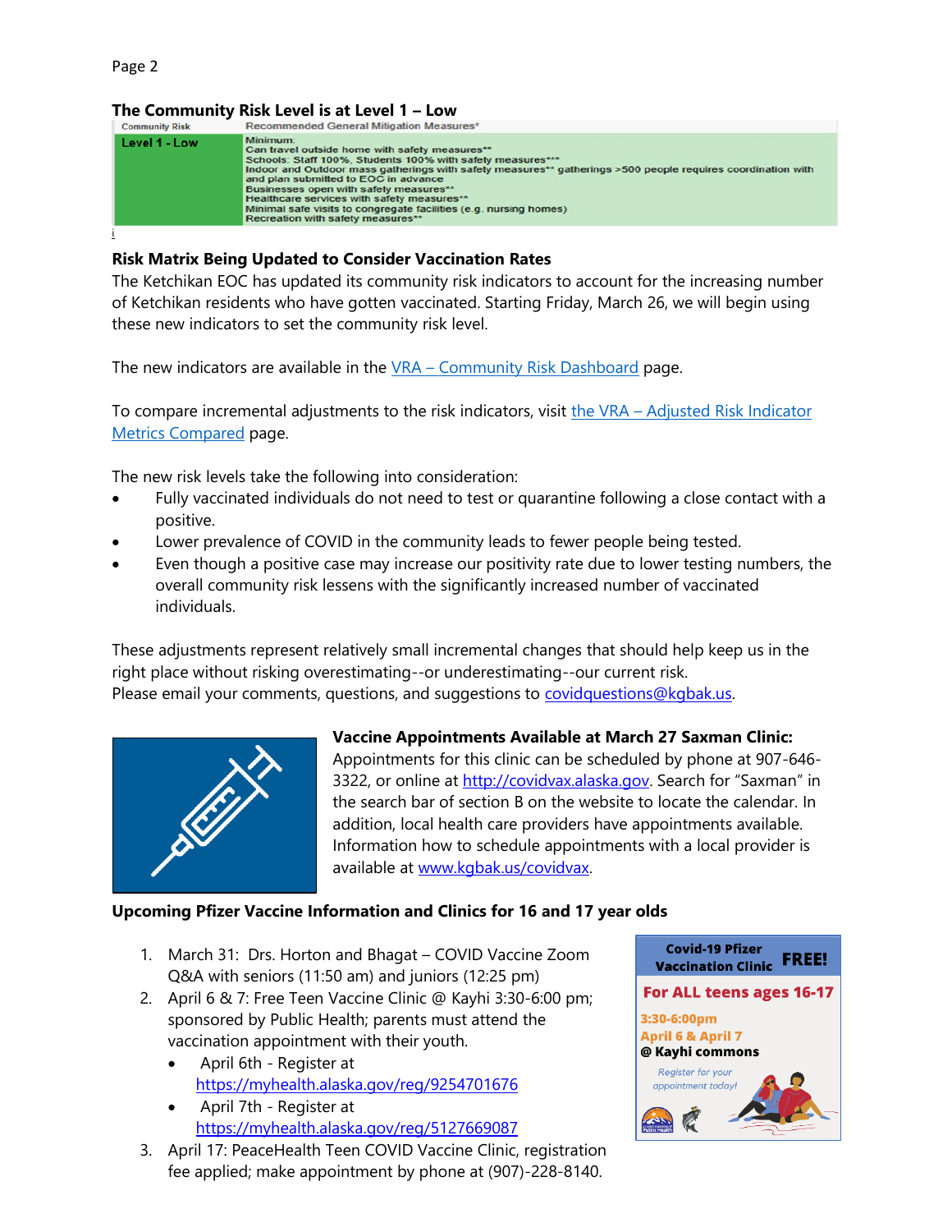**The Community Risk Level is at Level 1 – Low**

| Community Risk | Recommended General Mitigation Measures* |
| --- | --- |
| Level 1 - Low | Minimum:<br>Can travel outside home with safety measures**<br>Schools: Staff 100%, Students 100% with safety measures***<br>Indoor and Outdoor mass gatherings with safety measures** gatherings >500 people requires coordination with and plan submitted to EOC in advance<br>Businesses open with safety measures**<br>Healthcare services with safety measures**<br>Minimal safe visits to congregate facilities (e.g. nursing homes)<br>Recreation with safety measures** |

i

**Risk Matrix Being Updated to Consider Vaccination Rates**

The Ketchikan EOC has updated its community risk indicators to account for the increasing number of Ketchikan residents who have gotten vaccinated. Starting Friday, March 26, we will begin using these new indicators to set the community risk level.

The new indicators are available in the VRA – Community Risk Dashboard page.

To compare incremental adjustments to the risk indicators, visit the VRA – Adjusted Risk Indicator Metrics Compared page.

The new risk levels take the following into consideration:

- Fully vaccinated individuals do not need to test or quarantine following a close contact with a positive.
- Lower prevalence of COVID in the community leads to fewer people being tested.
- Even though a positive case may increase our positivity rate due to lower testing numbers, the overall community risk lessens with the significantly increased number of vaccinated individuals.

These adjustments represent relatively small incremental changes that should help keep us in the right place without risking overestimating--or underestimating--our current risk.
Please email your comments, questions, and suggestions to covidquestions@kgbak.us.

**Vaccine Appointments Available at March 27 Saxman Clinic:**
Appointments for this clinic can be scheduled by phone at 907-646-3322, or online at http://covidvax.alaska.gov. Search for "Saxman" in the search bar of section B on the website to locate the calendar. In addition, local health care providers have appointments available. Information how to schedule appointments with a local provider is available at www.kgbak.us/covidvax.

**Upcoming Pfizer Vaccine Information and Clinics for 16 and 17 year olds**

1. March 31: Drs. Horton and Bhagat – COVID Vaccine Zoom Q&A with seniors (11:50 am) and juniors (12:25 pm)
2. April 6 & 7: Free Teen Vaccine Clinic @ Kayhi 3:30-6:00 pm; sponsored by Public Health; parents must attend the vaccination appointment with their youth.
   - April 6th - Register at https://myhealth.alaska.gov/reg/9254701676
   - April 7th - Register at https://myhealth.alaska.gov/reg/5127669087
3. April 17: PeaceHealth Teen COVID Vaccine Clinic, registration fee applied; make appointment by phone at (907)-228-8140.

Covid-19 Pfizer Vaccination Clinic FREE!
For ALL teens ages 16-17
3:30-6:00pm
April 6 & April 7
@ Kayhi commons
Register for your appointment today!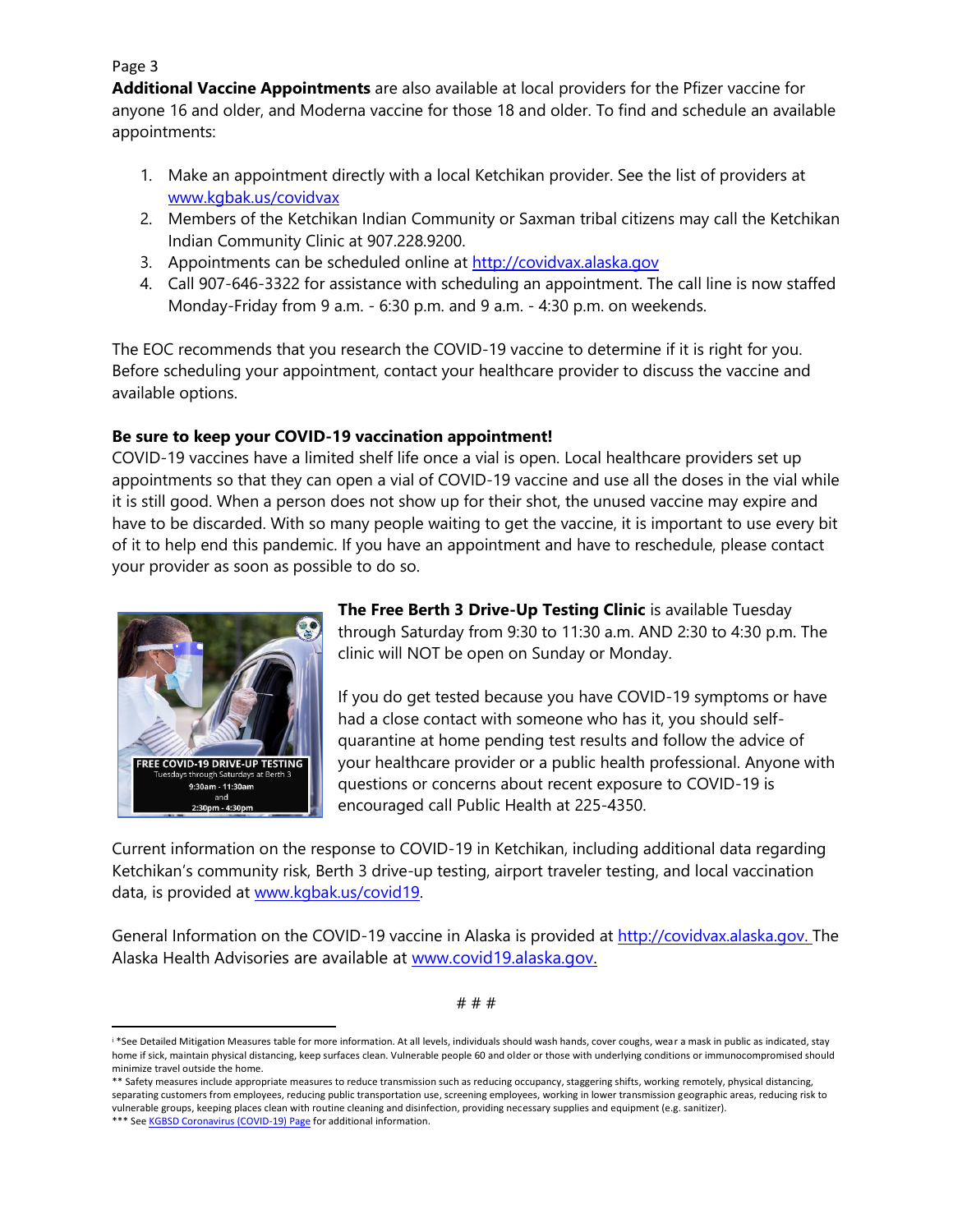**Additional Vaccine Appointments** are also available at local providers for the Pfizer vaccine for anyone 16 and older, and Moderna vaccine for those 18 and older. To find and schedule an available appointments:

1. Make an appointment directly with a local Ketchikan provider. See the list of providers at [www.kgbak.us/covidvax](www.kgbak.us/covidvax)
2. Members of the Ketchikan Indian Community or Saxman tribal citizens may call the Ketchikan Indian Community Clinic at 907.228.9200.
3. Appointments can be scheduled online at [http://covidvax.alaska.gov](http://covidvax.alaska.gov)
4. Call 907-646-3322 for assistance with scheduling an appointment. The call line is now staffed Monday-Friday from 9 a.m. - 6:30 p.m. and 9 a.m. - 4:30 p.m. on weekends.

The EOC recommends that you research the COVID-19 vaccine to determine if it is right for you. Before scheduling your appointment, contact your healthcare provider to discuss the vaccine and available options.

**Be sure to keep your COVID-19 vaccination appointment!**

COVID-19 vaccines have a limited shelf life once a vial is open. Local healthcare providers set up appointments so that they can open a vial of COVID-19 vaccine and use all the doses in the vial while it is still good. When a person does not show up for their shot, the unused vaccine may expire and have to be discarded. With so many people waiting to get the vaccine, it is important to use every bit of it to help end this pandemic. If you have an appointment and have to reschedule, please contact your provider as soon as possible to do so.

FREE COVID-19 DRIVE-UP TESTING
Tuesdays through Saturdays at Berth 3
9:30am - 11:30am
and
2:30pm - 4:30pm

**The Free Berth 3 Drive-Up Testing Clinic** is available Tuesday through Saturday from 9:30 to 11:30 a.m. AND 2:30 to 4:30 p.m. The clinic will NOT be open on Sunday or Monday.

If you do get tested because you have COVID-19 symptoms or have had a close contact with someone who has it, you should self-quarantine at home pending test results and follow the advice of your healthcare provider or a public health professional. Anyone with questions or concerns about recent exposure to COVID-19 is encouraged call Public Health at 225-4350.

Current information on the response to COVID-19 in Ketchikan, including additional data regarding Ketchikan's community risk, Berth 3 drive-up testing, airport traveler testing, and local vaccination data, is provided at [www.kgbak.us/covid19](www.kgbak.us/covid19).

General Information on the COVID-19 vaccine in Alaska is provided at [http://covidvax.alaska.gov.](http://covidvax.alaska.gov) The Alaska Health Advisories are available at [www.covid19.alaska.gov.](www.covid19.alaska.gov)

# # #

---

[i] *See Detailed Mitigation Measures table for more information. At all levels, individuals should wash hands, cover coughs, wear a mask in public as indicated, stay home if sick, maintain physical distancing, keep surfaces clean. Vulnerable people 60 and older or those with underlying conditions or immunocompromised should minimize travel outside the home.

** Safety measures include appropriate measures to reduce transmission such as reducing occupancy, staggering shifts, working remotely, physical distancing, separating customers from employees, reducing public transportation use, screening employees, working in lower transmission geographic areas, reducing risk to vulnerable groups, keeping places clean with routine cleaning and disinfection, providing necessary supplies and equipment (e.g. sanitizer).

*** See KGBSD Coronavirus (COVID-19) Page for additional information.